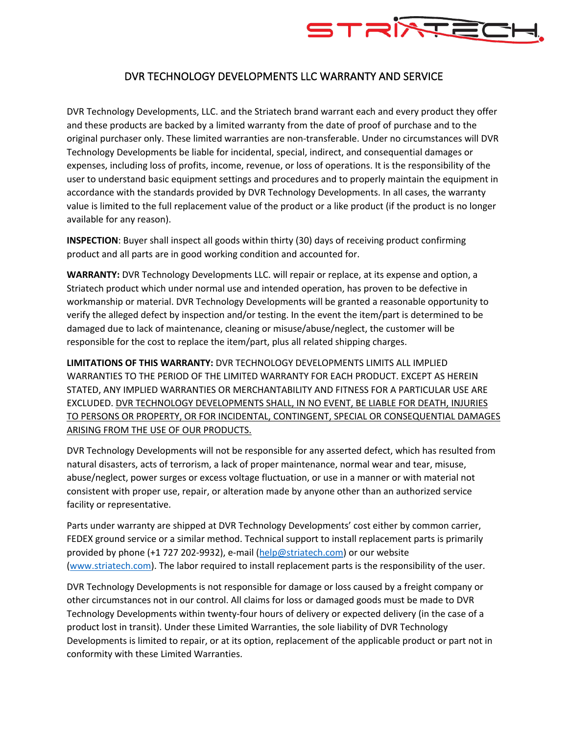# DVR TECHNOLOGY DEVELOPMENTS LLC WARRANTY AND SERVICE

DVR Technology Developments, LLC. and the Striatech brand warrant each and every product they offer and these products are backed by a limited warranty from the date of proof of purchase and to the original purchaser only. These limited warranties are non-transferable. Under no circumstances will DVR Technology Developments be liable for incidental, special, indirect, and consequential damages or expenses, including loss of profits, income, revenue, or loss of operations. It is the responsibility of the user to understand basic equipment settings and procedures and to properly maintain the equipment in accordance with the standards provided by DVR Technology Developments. In all cases, the warranty value is limited to the full replacement value of the product or a like product (if the product is no longer available for any reason).

**INSPECTION**: Buyer shall inspect all goods within thirty (30) days of receiving product confirming product and all parts are in good working condition and accounted for.

**WARRANTY:** DVR Technology Developments LLC. will repair or replace, at its expense and option, a Striatech product which under normal use and intended operation, has proven to be defective in workmanship or material. DVR Technology Developments will be granted a reasonable opportunity to verify the alleged defect by inspection and/or testing. In the event the item/part is determined to be damaged due to lack of maintenance, cleaning or misuse/abuse/neglect, the customer will be responsible for the cost to replace the item/part, plus all related shipping charges.

**LIMITATIONS OF THIS WARRANTY:** DVR TECHNOLOGY DEVELOPMENTS LIMITS ALL IMPLIED WARRANTIES TO THE PERIOD OF THE LIMITED WARRANTY FOR EACH PRODUCT. EXCEPT AS HEREIN STATED, ANY IMPLIED WARRANTIES OR MERCHANTABILITY AND FITNESS FOR A PARTICULAR USE ARE EXCLUDED. <u>DVR TECHNOLOGY DEVELOPMENTS SHALL, IN NO EVENT, BE LIABLE FOR DEATH, INJURIES TO PERSONS OR PROPERTY, OR FOR INCIDENTAL, CONTINGENT, SPECIAL OR CONSEQUENTIAL DAMAGES ARISING FROM THE USE OF OUR PRODUCTS.</u>

DVR Technology Developments will not be responsible for any asserted defect, which has resulted from natural disasters, acts of terrorism, a lack of proper maintenance, normal wear and tear, misuse, abuse/neglect, power surges or excess voltage fluctuation, or use in a manner or with material not consistent with proper use, repair, or alteration made by anyone other than an authorized service facility or representative.

Parts under warranty are shipped at DVR Technology Developments' cost either by common carrier, FEDEX ground service or a similar method. Technical support to install replacement parts is primarily provided by phone (+1 727 202-9932), e-mail (help@striatech.com) or our website (www.striatech.com). The labor required to install replacement parts is the responsibility of the user.

DVR Technology Developments is not responsible for damage or loss caused by a freight company or other circumstances not in our control. All claims for loss or damaged goods must be made to DVR Technology Developments within twenty-four hours of delivery or expected delivery (in the case of a product lost in transit). Under these Limited Warranties, the sole liability of DVR Technology Developments is limited to repair, or at its option, replacement of the applicable product or part not in conformity with these Limited Warranties.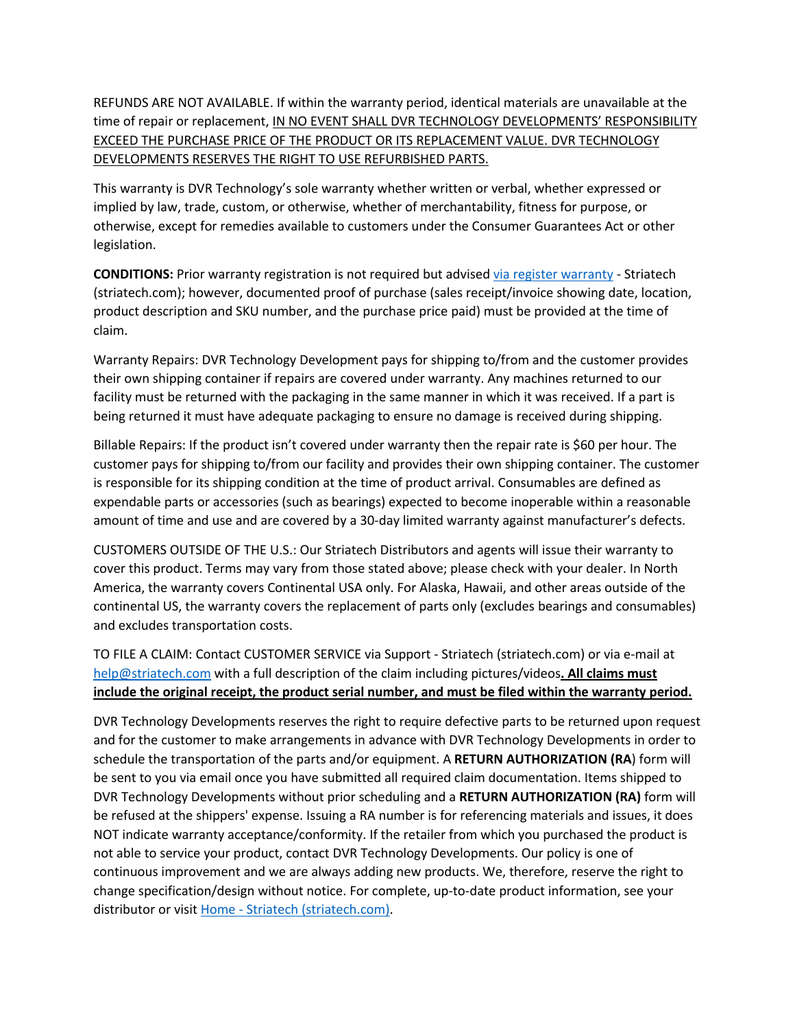REFUNDS ARE NOT AVAILABLE. If within the warranty period, identical materials are unavailable at the time of repair or replacement, IN NO EVENT SHALL DVR TECHNOLOGY DEVELOPMENTS' RESPONSIBILITY EXCEED THE PURCHASE PRICE OF THE PRODUCT OR ITS REPLACEMENT VALUE. DVR TECHNOLOGY DEVELOPMENTS RESERVES THE RIGHT TO USE REFURBISHED PARTS.

This warranty is DVR Technology's sole warranty whether written or verbal, whether expressed or implied by law, trade, custom, or otherwise, whether of merchantability, fitness for purpose, or otherwise, except for remedies available to customers under the Consumer Guarantees Act or other legislation.

**CONDITIONS:** Prior warranty registration is not required but advised via register warranty - Striatech (striatech.com); however, documented proof of purchase (sales receipt/invoice showing date, location, product description and SKU number, and the purchase price paid) must be provided at the time of claim.

Warranty Repairs: DVR Technology Development pays for shipping to/from and the customer provides their own shipping container if repairs are covered under warranty. Any machines returned to our facility must be returned with the packaging in the same manner in which it was received. If a part is being returned it must have adequate packaging to ensure no damage is received during shipping.

Billable Repairs: If the product isn't covered under warranty then the repair rate is $60 per hour. The customer pays for shipping to/from our facility and provides their own shipping container. The customer is responsible for its shipping condition at the time of product arrival. Consumables are defined as expendable parts or accessories (such as bearings) expected to become inoperable within a reasonable amount of time and use and are covered by a 30-day limited warranty against manufacturer's defects.

CUSTOMERS OUTSIDE OF THE U.S.: Our Striatech Distributors and agents will issue their warranty to cover this product. Terms may vary from those stated above; please check with your dealer. In North America, the warranty covers Continental USA only. For Alaska, Hawaii, and other areas outside of the continental US, the warranty covers the replacement of parts only (excludes bearings and consumables) and excludes transportation costs.

TO FILE A CLAIM: Contact CUSTOMER SERVICE via Support - Striatech (striatech.com) or via e-mail at help@striatech.com with a full description of the claim including pictures/videos**. All claims must include the original receipt, the product serial number, and must be filed within the warranty period.**

DVR Technology Developments reserves the right to require defective parts to be returned upon request and for the customer to make arrangements in advance with DVR Technology Developments in order to schedule the transportation of the parts and/or equipment. A **RETURN AUTHORIZATION (RA**) form will be sent to you via email once you have submitted all required claim documentation. Items shipped to DVR Technology Developments without prior scheduling and a **RETURN AUTHORIZATION (RA)** form will be refused at the shippers' expense. Issuing a RA number is for referencing materials and issues, it does NOT indicate warranty acceptance/conformity. If the retailer from which you purchased the product is not able to service your product, contact DVR Technology Developments. Our policy is one of continuous improvement and we are always adding new products. We, therefore, reserve the right to change specification/design without notice. For complete, up-to-date product information, see your distributor or visit Home - Striatech (striatech.com).